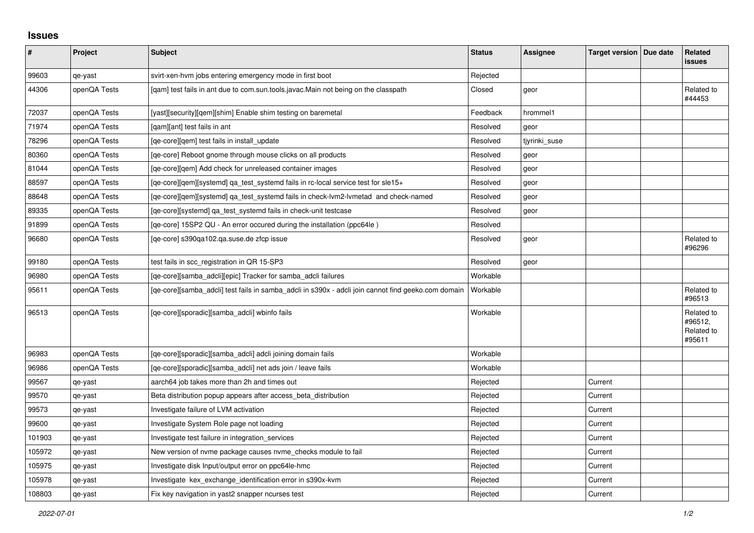## Issues

| # | Project | Subject | Status | Assignee | Target version | Due date | Related issues |
|---|---|---|---|---|---|---|---|
| 99603 | qe-yast | svirt-xen-hvm jobs entering emergency mode in first boot | Rejected | | | | |
| 44306 | openQA Tests | [qam] test fails in ant due to com.sun.tools.javac.Main not being on the classpath | Closed | geor | | | Related to #44453 |
| 72037 | openQA Tests | [yast][security][qem][shim] Enable shim testing on baremetal | Feedback | hrommel1 | | | |
| 71974 | openQA Tests | [qam][ant] test fails in ant | Resolved | geor | | | |
| 78296 | openQA Tests | [qe-core][qem] test fails in install_update | Resolved | tjyrinki_suse | | | |
| 80360 | openQA Tests | [qe-core] Reboot gnome through mouse clicks on all products | Resolved | geor | | | |
| 81044 | openQA Tests | [qe-core][qem] Add check for unreleased container images | Resolved | geor | | | |
| 88597 | openQA Tests | [qe-core][qem][systemd] qa_test_systemd fails in rc-local service test for sle15+ | Resolved | geor | | | |
| 88648 | openQA Tests | [qe-core][qem][systemd] qa_test_systemd fails in check-lvm2-lvmetad and check-named | Resolved | geor | | | |
| 89335 | openQA Tests | [qe-core][systemd] qa_test_systemd fails in check-unit testcase | Resolved | geor | | | |
| 91899 | openQA Tests | [qe-core] 15SP2 QU - An error occured during the installation (ppc64le ) | Resolved | | | | |
| 96680 | openQA Tests | [qe-core] s390qa102.qa.suse.de zfcp issue | Resolved | geor | | | Related to #96296 |
| 99180 | openQA Tests | test fails in scc_registration in QR 15-SP3 | Resolved | geor | | | |
| 96980 | openQA Tests | [qe-core][samba_adcli][epic] Tracker for samba_adcli failures | Workable | | | | |
| 95611 | openQA Tests | [qe-core][samba_adcli] test fails in samba_adcli in s390x - adcli join cannot find geeko.com domain | Workable | | | | Related to #96513 |
| 96513 | openQA Tests | [qe-core][sporadic][samba_adcli] wbinfo fails | Workable | | | | Related to #96512, Related to #95611 |
| 96983 | openQA Tests | [qe-core][sporadic][samba_adcli] adcli joining domain fails | Workable | | | | |
| 96986 | openQA Tests | [qe-core][sporadic][samba_adcli] net ads join / leave fails | Workable | | | | |
| 99567 | qe-yast | aarch64 job takes more than 2h and times out | Rejected | | Current | | |
| 99570 | qe-yast | Beta distribution popup appears after access_beta_distribution | Rejected | | Current | | |
| 99573 | qe-yast | Investigate failure of LVM activation | Rejected | | Current | | |
| 99600 | qe-yast | Investigate System Role page not loading | Rejected | | Current | | |
| 101903 | qe-yast | Investigate test failure in integration_services | Rejected | | Current | | |
| 105972 | qe-yast | New version of nvme package causes nvme_checks module to fail | Rejected | | Current | | |
| 105975 | qe-yast | Investigate disk Input/output error on ppc64le-hmc | Rejected | | Current | | |
| 105978 | qe-yast | Investigate kex_exchange_identification error in s390x-kvm | Rejected | | Current | | |
| 108803 | qe-yast | Fix key navigation in yast2 snapper ncurses test | Rejected | | Current | | |

*2022-07-01*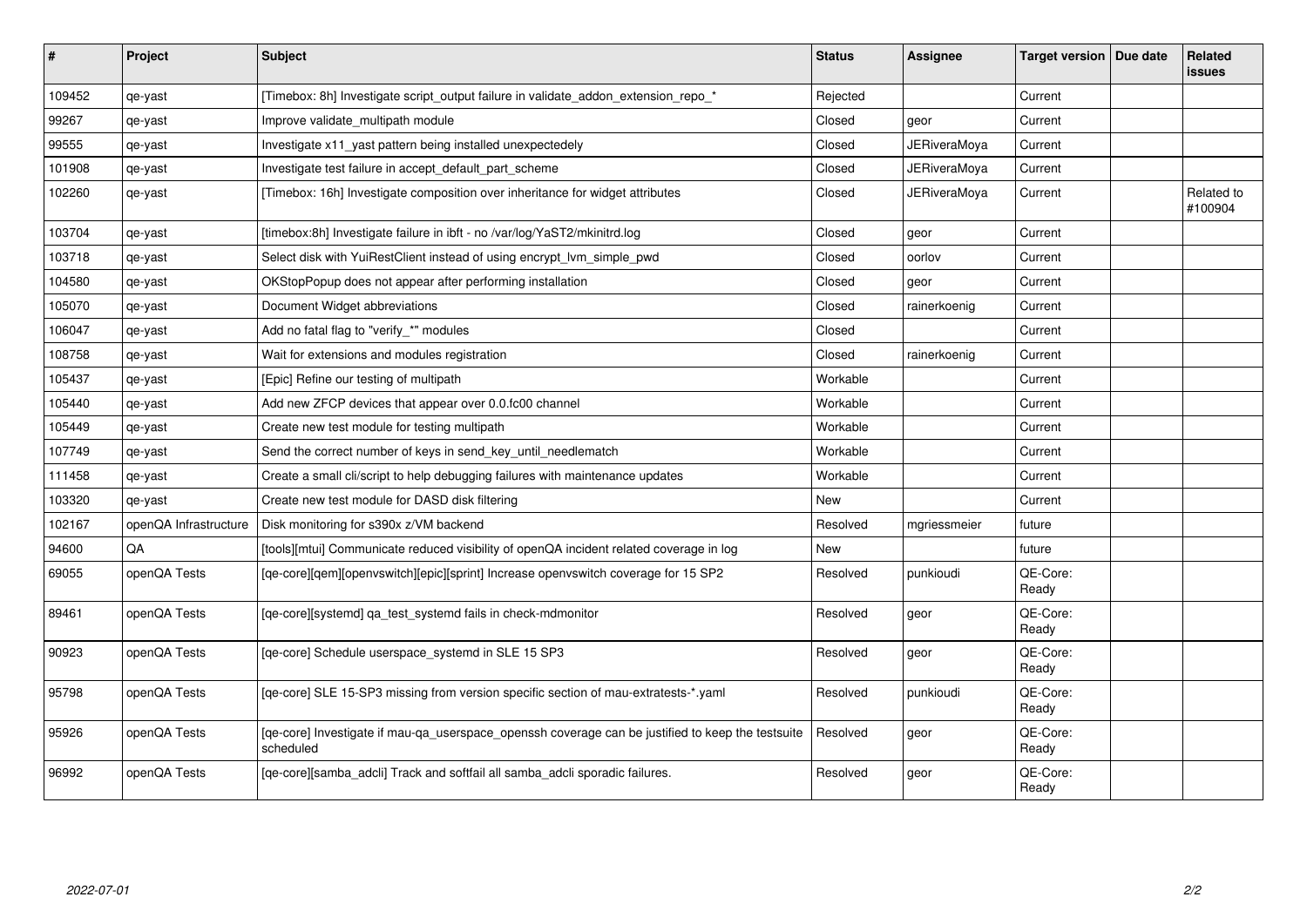| # | Project | Subject | Status | Assignee | Target version | Due date | Related issues |
|---|---|---|---|---|---|---|---|
| 109452 | qe-yast | [Timebox: 8h] Investigate script_output failure in validate_addon_extension_repo_* | Rejected | | Current | | |
| 99267 | qe-yast | Improve validate_multipath module | Closed | geor | Current | | |
| 99555 | qe-yast | Investigate x11_yast pattern being installed unexpectedely | Closed | JERiveraMoya | Current | | |
| 101908 | qe-yast | Investigate test failure in accept_default_part_scheme | Closed | JERiveraMoya | Current | | |
| 102260 | qe-yast | [Timebox: 16h] Investigate composition over inheritance for widget attributes | Closed | JERiveraMoya | Current | | Related to #100904 |
| 103704 | qe-yast | [timebox:8h] Investigate failure in ibft - no /var/log/YaST2/mkinitrd.log | Closed | geor | Current | | |
| 103718 | qe-yast | Select disk with YuiRestClient instead of using encrypt_lvm_simple_pwd | Closed | oorlov | Current | | |
| 104580 | qe-yast | OKStopPopup does not appear after performing installation | Closed | geor | Current | | |
| 105070 | qe-yast | Document Widget abbreviations | Closed | rainerkoenig | Current | | |
| 106047 | qe-yast | Add no fatal flag to "verify_*" modules | Closed | | Current | | |
| 108758 | qe-yast | Wait for extensions and modules registration | Closed | rainerkoenig | Current | | |
| 105437 | qe-yast | [Epic] Refine our testing of multipath | Workable | | Current | | |
| 105440 | qe-yast | Add new ZFCP devices that appear over 0.0.fc00 channel | Workable | | Current | | |
| 105449 | qe-yast | Create new test module for testing multipath | Workable | | Current | | |
| 107749 | qe-yast | Send the correct number of keys in send_key_until_needlematch | Workable | | Current | | |
| 111458 | qe-yast | Create a small cli/script to help debugging failures with maintenance updates | Workable | | Current | | |
| 103320 | qe-yast | Create new test module for DASD disk filtering | New | | Current | | |
| 102167 | openQA Infrastructure | Disk monitoring for s390x z/VM backend | Resolved | mgriessmeier | future | | |
| 94600 | QA | [tools][mtui] Communicate reduced visibility of openQA incident related coverage in log | New | | future | | |
| 69055 | openQA Tests | [qe-core][qem][openvswitch][epic][sprint] Increase openvswitch coverage for 15 SP2 | Resolved | punkioudi | QE-Core: Ready | | |
| 89461 | openQA Tests | [qe-core][systemd] qa_test_systemd fails in check-mdmonitor | Resolved | geor | QE-Core: Ready | | |
| 90923 | openQA Tests | [qe-core] Schedule userspace_systemd in SLE 15 SP3 | Resolved | geor | QE-Core: Ready | | |
| 95798 | openQA Tests | [qe-core] SLE 15-SP3 missing from version specific section of mau-extratests-*.yaml | Resolved | punkioudi | QE-Core: Ready | | |
| 95926 | openQA Tests | [qe-core] Investigate if mau-qa_userspace_openssh coverage can be justified to keep the testsuite scheduled | Resolved | geor | QE-Core: Ready | | |
| 96992 | openQA Tests | [qe-core][samba_adcli] Track and softfail all samba_adcli sporadic failures. | Resolved | geor | QE-Core: Ready | | |

*2022-07-01*